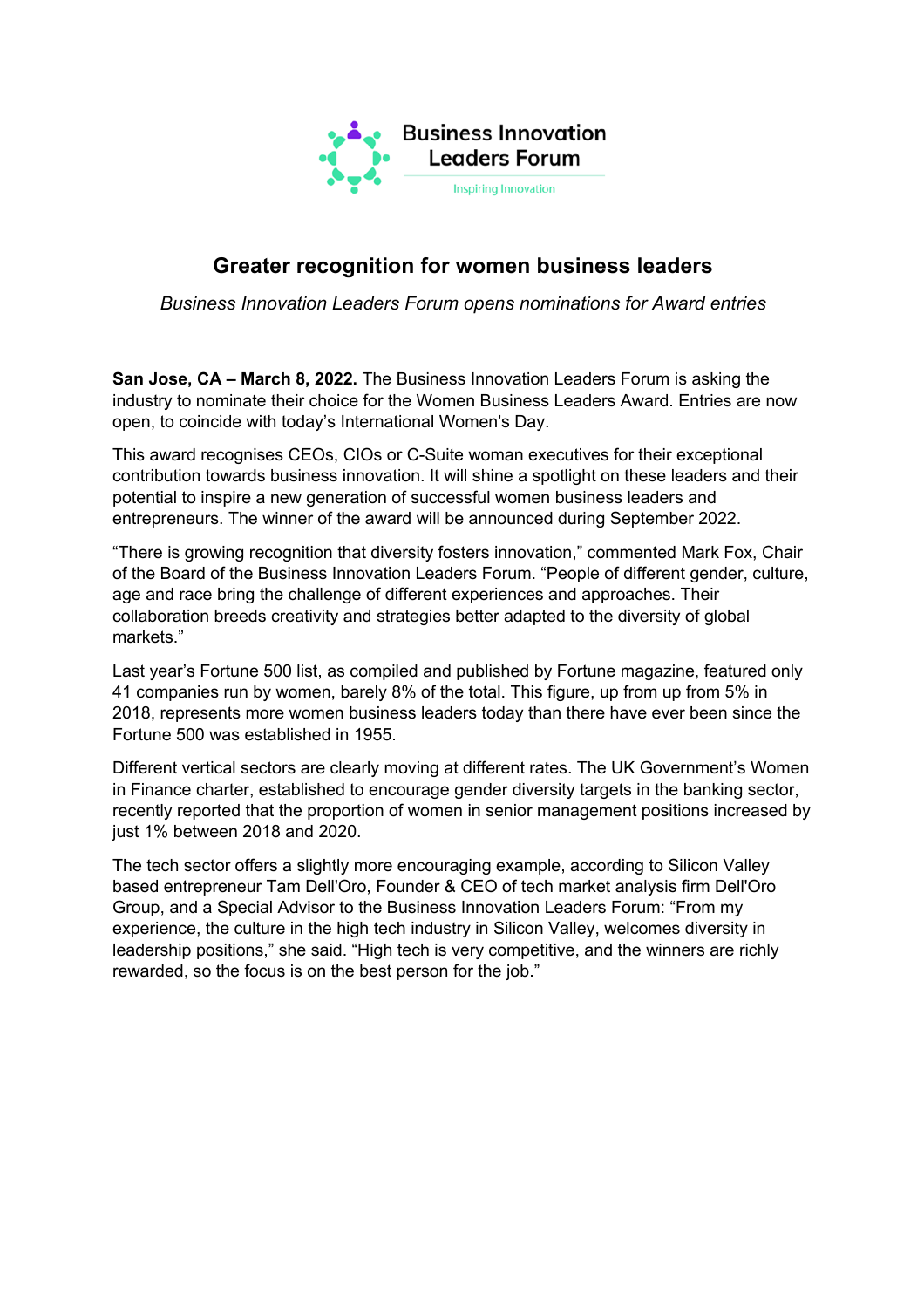Business Innovation Leaders Forum

Inspiring Innovation

# Greater recognition for women business leaders

*Business Innovation Leaders Forum opens nominations for Award entries*

**San Jose, CA – March 8, 2022.** The Business Innovation Leaders Forum is asking the industry to nominate their choice for the Women Business Leaders Award. Entries are now open, to coincide with today's International Women's Day.

This award recognises CEOs, CIOs or C-Suite woman executives for their exceptional contribution towards business innovation. It will shine a spotlight on these leaders and their potential to inspire a new generation of successful women business leaders and entrepreneurs. The winner of the award will be announced during September 2022.

"There is growing recognition that diversity fosters innovation," commented Mark Fox, Chair of the Board of the Business Innovation Leaders Forum. "People of different gender, culture, age and race bring the challenge of different experiences and approaches. Their collaboration breeds creativity and strategies better adapted to the diversity of global markets."

Last year's Fortune 500 list, as compiled and published by Fortune magazine, featured only 41 companies run by women, barely 8% of the total. This figure, up from up from 5% in 2018, represents more women business leaders today than there have ever been since the Fortune 500 was established in 1955.

Different vertical sectors are clearly moving at different rates. The UK Government's Women in Finance charter, established to encourage gender diversity targets in the banking sector, recently reported that the proportion of women in senior management positions increased by just 1% between 2018 and 2020.

The tech sector offers a slightly more encouraging example, according to Silicon Valley based entrepreneur Tam Dell'Oro, Founder & CEO of tech market analysis firm Dell'Oro Group, and a Special Advisor to the Business Innovation Leaders Forum: "From my experience, the culture in the high tech industry in Silicon Valley, welcomes diversity in leadership positions," she said. "High tech is very competitive, and the winners are richly rewarded, so the focus is on the best person for the job."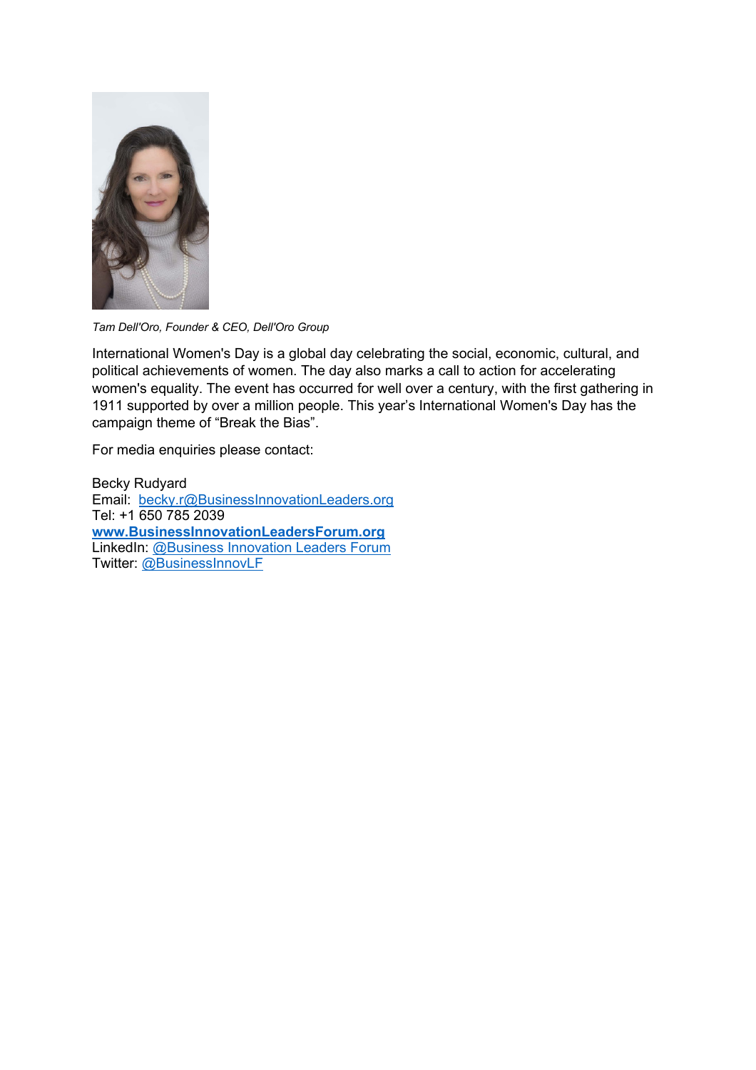*Tam Dell'Oro, Founder & CEO, Dell'Oro Group*

International Women's Day is a global day celebrating the social, economic, cultural, and political achievements of women. The day also marks a call to action for accelerating women's equality. The event has occurred for well over a century, with the first gathering in 1911 supported by over a million people. This year's International Women's Day has the campaign theme of "Break the Bias".

For media enquiries please contact:

Becky Rudyard
Email: becky.r@BusinessInnovationLeaders.org
Tel: +1 650 785 2039
**www.BusinessInnovationLeadersForum.org**
LinkedIn: @Business Innovation Leaders Forum
Twitter: @BusinessInnovLF